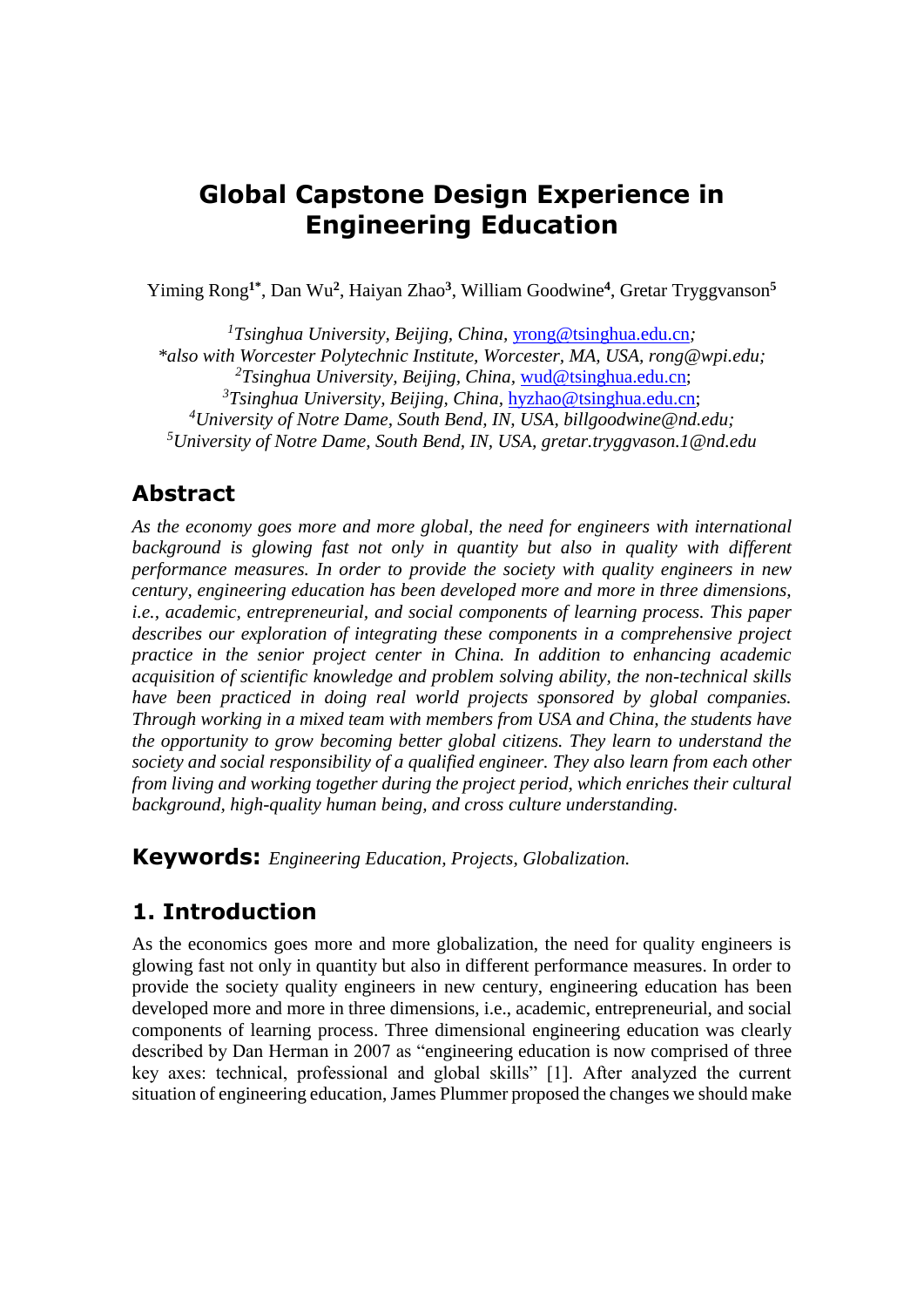# Global Capstone Design Experience in Engineering Education

Yiming Rong[1*], Dan Wu[2], Haiyan Zhao[3], William Goodwine[4], Gretar Tryggvanson[5]

[1]*Tsinghua University, Beijing, China, yrong@tsinghua.edu.cn;*
*\*also with Worcester Polytechnic Institute, Worcester, MA, USA, rong@wpi.edu;*
[2]*Tsinghua University, Beijing, China, wud@tsinghua.edu.cn;*
[3]*Tsinghua University, Beijing, China, hyzhao@tsinghua.edu.cn;*
[4]*University of Notre Dame, South Bend, IN, USA, billgoodwine@nd.edu;*
[5]*University of Notre Dame, South Bend, IN, USA, gretar.tryggvason.1@nd.edu*

## Abstract

*As the economy goes more and more global, the need for engineers with international background is glowing fast not only in quantity but also in quality with different performance measures. In order to provide the society with quality engineers in new century, engineering education has been developed more and more in three dimensions, i.e., academic, entrepreneurial, and social components of learning process. This paper describes our exploration of integrating these components in a comprehensive project practice in the senior project center in China. In addition to enhancing academic acquisition of scientific knowledge and problem solving ability, the non-technical skills have been practiced in doing real world projects sponsored by global companies. Through working in a mixed team with members from USA and China, the students have the opportunity to grow becoming better global citizens. They learn to understand the society and social responsibility of a qualified engineer. They also learn from each other from living and working together during the project period, which enriches their cultural background, high-quality human being, and cross culture understanding.*

**Keywords:** *Engineering Education, Projects, Globalization.*

## 1. Introduction

As the economics goes more and more globalization, the need for quality engineers is glowing fast not only in quantity but also in different performance measures. In order to provide the society quality engineers in new century, engineering education has been developed more and more in three dimensions, i.e., academic, entrepreneurial, and social components of learning process. Three dimensional engineering education was clearly described by Dan Herman in 2007 as "engineering education is now comprised of three key axes: technical, professional and global skills" [1]. After analyzed the current situation of engineering education, James Plummer proposed the changes we should make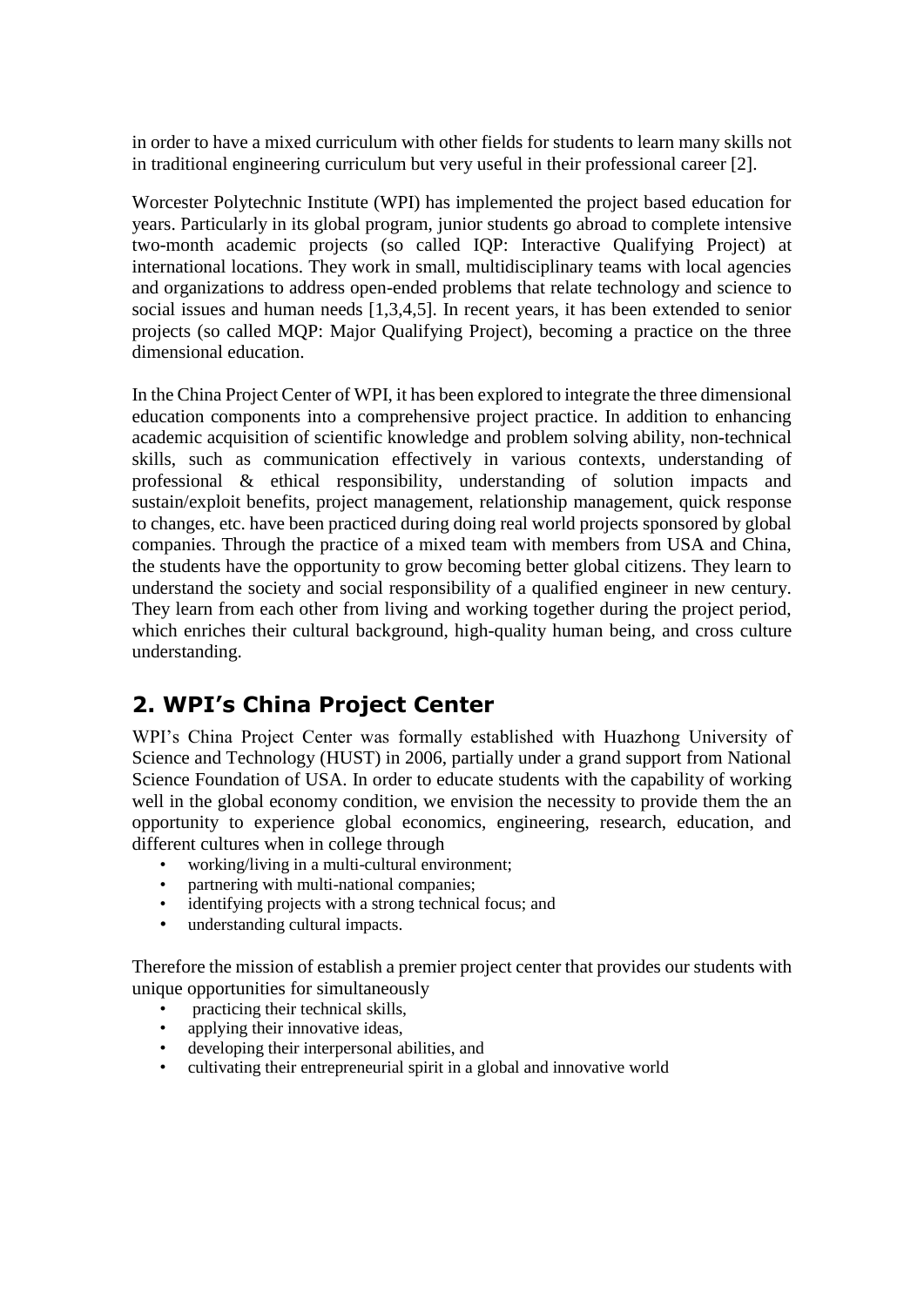in order to have a mixed curriculum with other fields for students to learn many skills not in traditional engineering curriculum but very useful in their professional career [2].

Worcester Polytechnic Institute (WPI) has implemented the project based education for years. Particularly in its global program, junior students go abroad to complete intensive two-month academic projects (so called IQP: Interactive Qualifying Project) at international locations. They work in small, multidisciplinary teams with local agencies and organizations to address open-ended problems that relate technology and science to social issues and human needs [1,3,4,5]. In recent years, it has been extended to senior projects (so called MQP: Major Qualifying Project), becoming a practice on the three dimensional education.

In the China Project Center of WPI, it has been explored to integrate the three dimensional education components into a comprehensive project practice. In addition to enhancing academic acquisition of scientific knowledge and problem solving ability, non-technical skills, such as communication effectively in various contexts, understanding of professional & ethical responsibility, understanding of solution impacts and sustain/exploit benefits, project management, relationship management, quick response to changes, etc. have been practiced during doing real world projects sponsored by global companies. Through the practice of a mixed team with members from USA and China, the students have the opportunity to grow becoming better global citizens. They learn to understand the society and social responsibility of a qualified engineer in new century. They learn from each other from living and working together during the project period, which enriches their cultural background, high-quality human being, and cross culture understanding.

## 2. WPI's China Project Center

WPI's China Project Center was formally established with Huazhong University of Science and Technology (HUST) in 2006, partially under a grand support from National Science Foundation of USA. In order to educate students with the capability of working well in the global economy condition, we envision the necessity to provide them the an opportunity to experience global economics, engineering, research, education, and different cultures when in college through

- working/living in a multi-cultural environment;
- partnering with multi-national companies;
- identifying projects with a strong technical focus; and
- understanding cultural impacts.

Therefore the mission of establish a premier project center that provides our students with unique opportunities for simultaneously

- practicing their technical skills,
- applying their innovative ideas,
- developing their interpersonal abilities, and
- cultivating their entrepreneurial spirit in a global and innovative world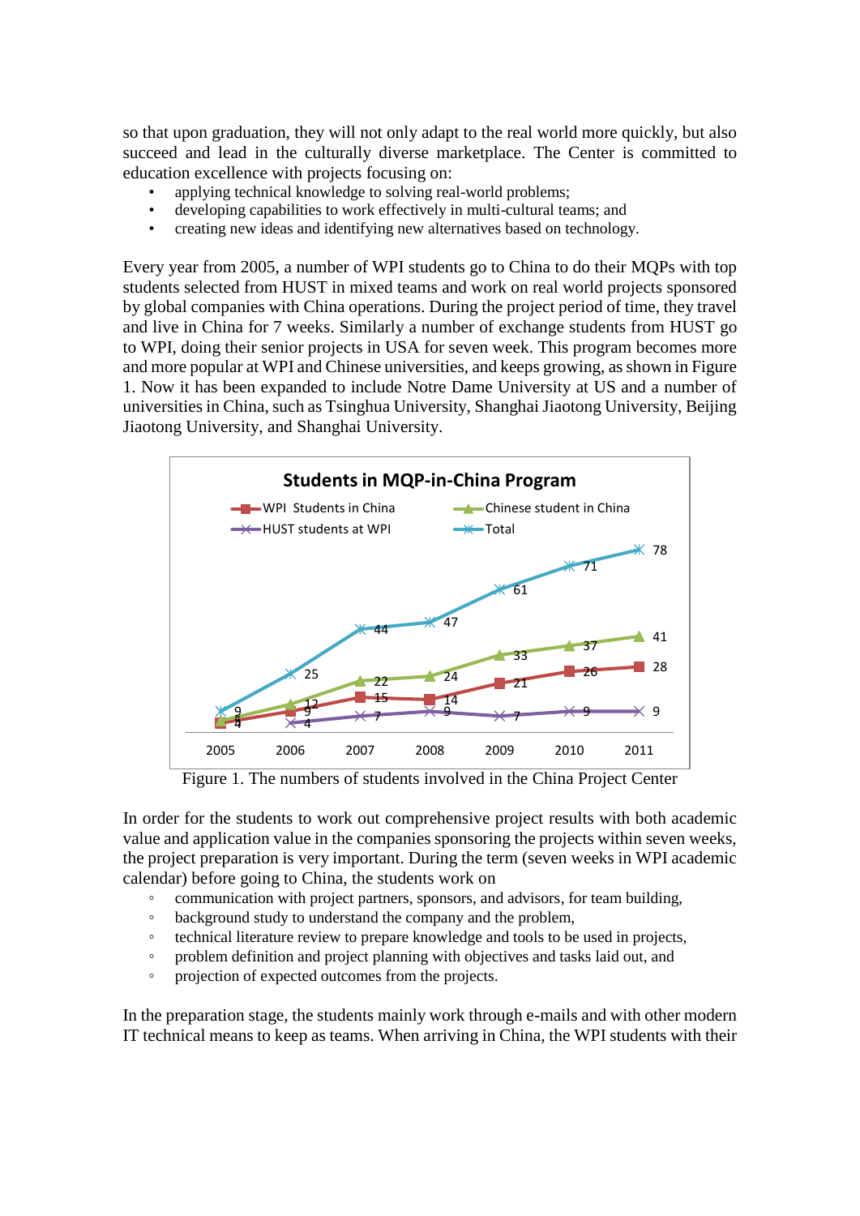so that upon graduation, they will not only adapt to the real world more quickly, but also succeed and lead in the culturally diverse marketplace. The Center is committed to education excellence with projects focusing on:

- applying technical knowledge to solving real-world problems;
- developing capabilities to work effectively in multi-cultural teams; and
- creating new ideas and identifying new alternatives based on technology.

Every year from 2005, a number of WPI students go to China to do their MQPs with top students selected from HUST in mixed teams and work on real world projects sponsored by global companies with China operations. During the project period of time, they travel and live in China for 7 weeks. Similarly a number of exchange students from HUST go to WPI, doing their senior projects in USA for seven week. This program becomes more and more popular at WPI and Chinese universities, and keeps growing, as shown in Figure 1. Now it has been expanded to include Notre Dame University at US and a number of universities in China, such as Tsinghua University, Shanghai Jiaotong University, Beijing Jiaotong University, and Shanghai University.

**Students in MQP-in-China Program**

| Year | WPI Students in China | Chinese student in China | HUST students at WPI | Total |
|---|---|---|---|---|
| 2005 | 4 | 5 | | 9 |
| 2006 | 9 | 12 | 4 | 25 |
| 2007 | 15 | 22 | 7 | 44 |
| 2008 | 14 | 24 | 9 | 47 |
| 2009 | 21 | 33 | 7 | 61 |
| 2010 | 26 | 37 | 9 | 71 |
| 2011 | 28 | 41 | 9 | 78 |

Figure 1. The numbers of students involved in the China Project Center

In order for the students to work out comprehensive project results with both academic value and application value in the companies sponsoring the projects within seven weeks, the project preparation is very important. During the term (seven weeks in WPI academic calendar) before going to China, the students work on

- communication with project partners, sponsors, and advisors, for team building,
- background study to understand the company and the problem,
- technical literature review to prepare knowledge and tools to be used in projects,
- problem definition and project planning with objectives and tasks laid out, and
- projection of expected outcomes from the projects.

In the preparation stage, the students mainly work through e-mails and with other modern IT technical means to keep as teams. When arriving in China, the WPI students with their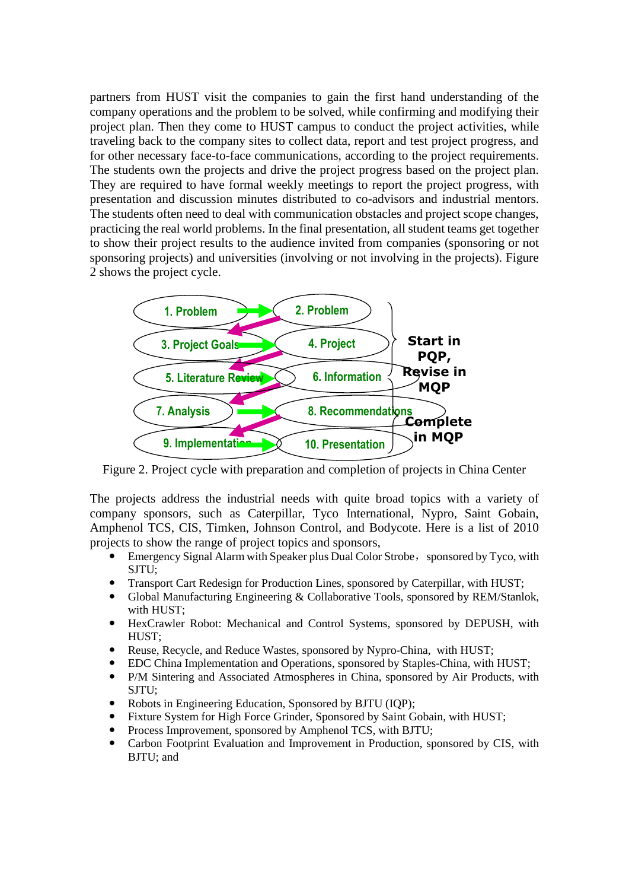partners from HUST visit the companies to gain the first hand understanding of the company operations and the problem to be solved, while confirming and modifying their project plan. Then they come to HUST campus to conduct the project activities, while traveling back to the company sites to collect data, report and test project progress, and for other necessary face-to-face communications, according to the project requirements. The students own the projects and drive the project progress based on the project plan. They are required to have formal weekly meetings to report the project progress, with presentation and discussion minutes distributed to co-advisors and industrial mentors. The students often need to deal with communication obstacles and project scope changes, practicing the real world problems. In the final presentation, all student teams get together to show their project results to the audience invited from companies (sponsoring or not sponsoring projects) and universities (involving or not involving in the projects). Figure 2 shows the project cycle.

1. Problem → 2. Problem
3. Project Goals → 4. Project
5. Literature Review → 6. Information
7. Analysis → 8. Recommendations
9. Implementation → 10. Presentation

Start in PQP, Revise in MQP

Complete in MQP

Figure 2. Project cycle with preparation and completion of projects in China Center

The projects address the industrial needs with quite broad topics with a variety of company sponsors, such as Caterpillar, Tyco International, Nypro, Saint Gobain, Amphenol TCS, CIS, Timken, Johnson Control, and Bodycote. Here is a list of 2010 projects to show the range of project topics and sponsors,

- Emergency Signal Alarm with Speaker plus Dual Color Strobe，sponsored by Tyco, with SJTU;
- Transport Cart Redesign for Production Lines, sponsored by Caterpillar, with HUST;
- Global Manufacturing Engineering & Collaborative Tools, sponsored by REM/Stanlok, with HUST;
- HexCrawler Robot: Mechanical and Control Systems, sponsored by DEPUSH, with HUST;
- Reuse, Recycle, and Reduce Wastes, sponsored by Nypro-China, with HUST;
- EDC China Implementation and Operations, sponsored by Staples-China, with HUST;
- P/M Sintering and Associated Atmospheres in China, sponsored by Air Products, with SJTU;
- Robots in Engineering Education, Sponsored by BJTU (IQP);
- Fixture System for High Force Grinder, Sponsored by Saint Gobain, with HUST;
- Process Improvement, sponsored by Amphenol TCS, with BJTU;
- Carbon Footprint Evaluation and Improvement in Production, sponsored by CIS, with BJTU; and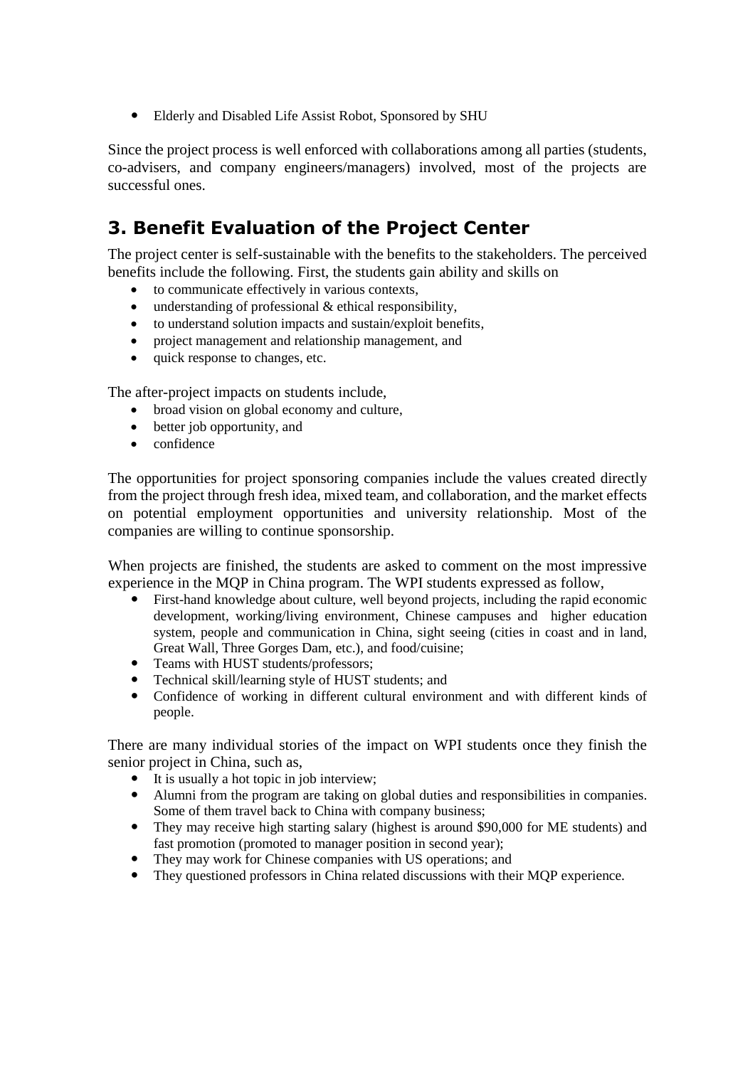- Elderly and Disabled Life Assist Robot, Sponsored by SHU

Since the project process is well enforced with collaborations among all parties (students, co-advisers, and company engineers/managers) involved, most of the projects are successful ones.

## 3. Benefit Evaluation of the Project Center

The project center is self-sustainable with the benefits to the stakeholders. The perceived benefits include the following. First, the students gain ability and skills on

- to communicate effectively in various contexts,
- understanding of professional & ethical responsibility,
- to understand solution impacts and sustain/exploit benefits,
- project management and relationship management, and
- quick response to changes, etc.

The after-project impacts on students include,

- broad vision on global economy and culture,
- better job opportunity, and
- confidence

The opportunities for project sponsoring companies include the values created directly from the project through fresh idea, mixed team, and collaboration, and the market effects on potential employment opportunities and university relationship. Most of the companies are willing to continue sponsorship.

When projects are finished, the students are asked to comment on the most impressive experience in the MQP in China program. The WPI students expressed as follow,

- First-hand knowledge about culture, well beyond projects, including the rapid economic development, working/living environment, Chinese campuses and higher education system, people and communication in China, sight seeing (cities in coast and in land, Great Wall, Three Gorges Dam, etc.), and food/cuisine;
- Teams with HUST students/professors;
- Technical skill/learning style of HUST students; and
- Confidence of working in different cultural environment and with different kinds of people.

There are many individual stories of the impact on WPI students once they finish the senior project in China, such as,

- It is usually a hot topic in job interview;
- Alumni from the program are taking on global duties and responsibilities in companies. Some of them travel back to China with company business;
- They may receive high starting salary (highest is around $90,000 for ME students) and fast promotion (promoted to manager position in second year);
- They may work for Chinese companies with US operations; and
- They questioned professors in China related discussions with their MQP experience.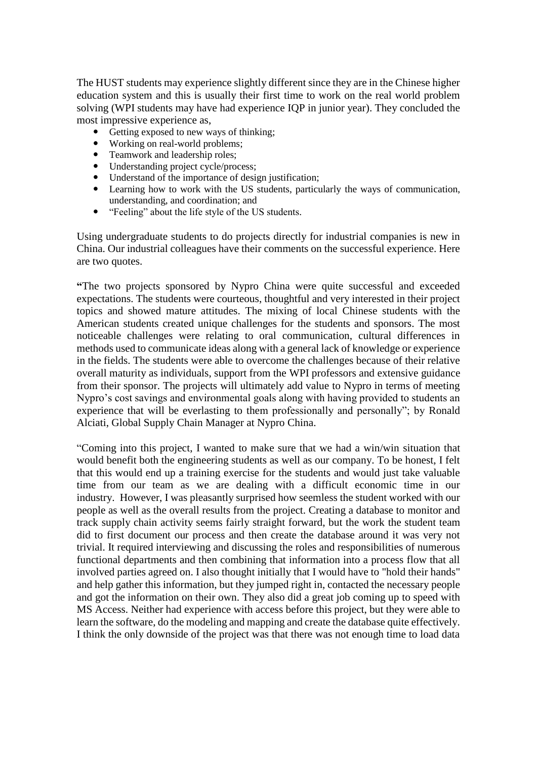The HUST students may experience slightly different since they are in the Chinese higher education system and this is usually their first time to work on the real world problem solving (WPI students may have had experience IQP in junior year). They concluded the most impressive experience as,

- Getting exposed to new ways of thinking;
- Working on real-world problems;
- Teamwork and leadership roles;
- Understanding project cycle/process;
- Understand of the importance of design justification;
- Learning how to work with the US students, particularly the ways of communication, understanding, and coordination; and
- "Feeling" about the life style of the US students.

Using undergraduate students to do projects directly for industrial companies is new in China. Our industrial colleagues have their comments on the successful experience. Here are two quotes.

**"**The two projects sponsored by Nypro China were quite successful and exceeded expectations. The students were courteous, thoughtful and very interested in their project topics and showed mature attitudes. The mixing of local Chinese students with the American students created unique challenges for the students and sponsors. The most noticeable challenges were relating to oral communication, cultural differences in methods used to communicate ideas along with a general lack of knowledge or experience in the fields. The students were able to overcome the challenges because of their relative overall maturity as individuals, support from the WPI professors and extensive guidance from their sponsor. The projects will ultimately add value to Nypro in terms of meeting Nypro's cost savings and environmental goals along with having provided to students an experience that will be everlasting to them professionally and personally"; by Ronald Alciati, Global Supply Chain Manager at Nypro China.

"Coming into this project, I wanted to make sure that we had a win/win situation that would benefit both the engineering students as well as our company. To be honest, I felt that this would end up a training exercise for the students and would just take valuable time from our team as we are dealing with a difficult economic time in our industry. However, I was pleasantly surprised how seemless the student worked with our people as well as the overall results from the project. Creating a database to monitor and track supply chain activity seems fairly straight forward, but the work the student team did to first document our process and then create the database around it was very not trivial. It required interviewing and discussing the roles and responsibilities of numerous functional departments and then combining that information into a process flow that all involved parties agreed on. I also thought initially that I would have to "hold their hands" and help gather this information, but they jumped right in, contacted the necessary people and got the information on their own. They also did a great job coming up to speed with MS Access. Neither had experience with access before this project, but they were able to learn the software, do the modeling and mapping and create the database quite effectively. I think the only downside of the project was that there was not enough time to load data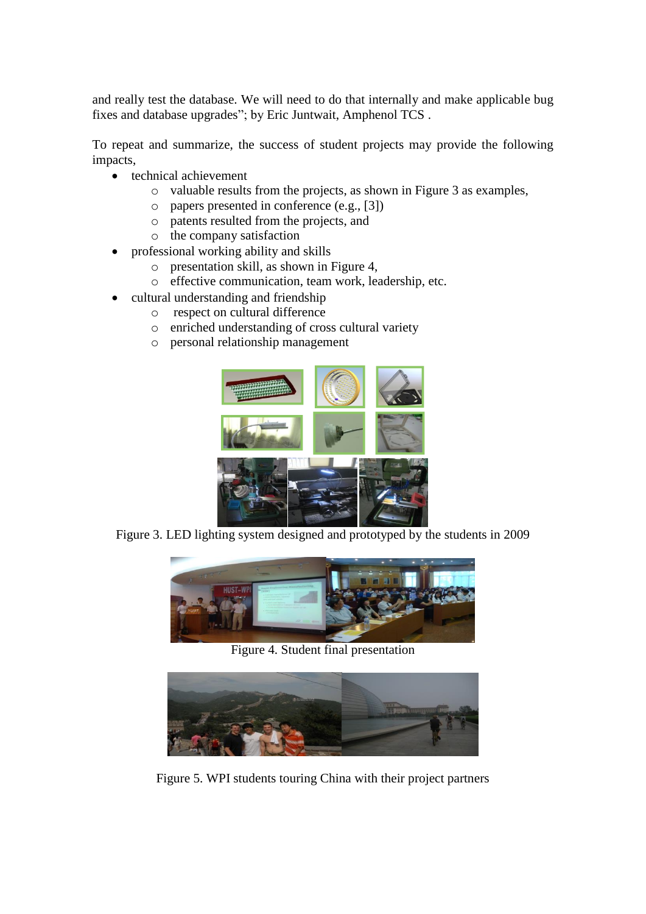and really test the database. We will need to do that internally and make applicable bug fixes and database upgrades"; by Eric Juntwait, Amphenol TCS .

To repeat and summarize, the success of student projects may provide the following impacts,

- technical achievement
  - valuable results from the projects, as shown in Figure 3 as examples,
  - papers presented in conference (e.g., [3])
  - patents resulted from the projects, and
  - the company satisfaction
- professional working ability and skills
  - presentation skill, as shown in Figure 4,
  - effective communication, team work, leadership, etc.
- cultural understanding and friendship
  - respect on cultural difference
  - enriched understanding of cross cultural variety
  - personal relationship management

Figure 3. LED lighting system designed and prototyped by the students in 2009

Figure 4. Student final presentation

Figure 5. WPI students touring China with their project partners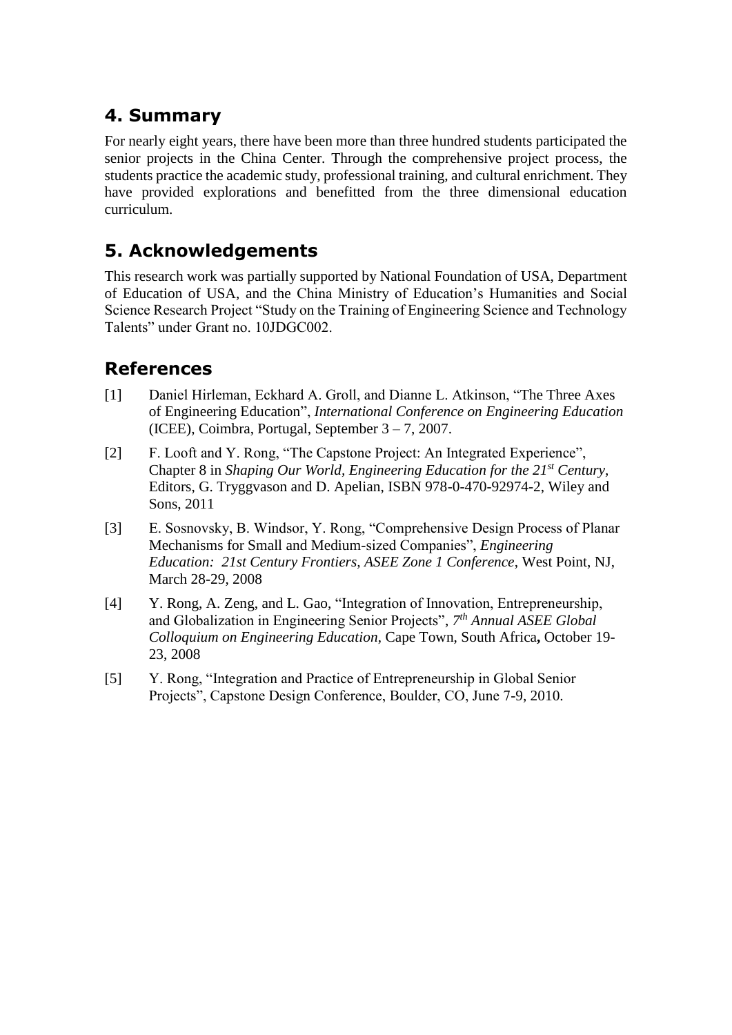## 4. Summary

For nearly eight years, there have been more than three hundred students participated the senior projects in the China Center. Through the comprehensive project process, the students practice the academic study, professional training, and cultural enrichment. They have provided explorations and benefitted from the three dimensional education curriculum.

## 5. Acknowledgements

This research work was partially supported by National Foundation of USA, Department of Education of USA, and the China Ministry of Education's Humanities and Social Science Research Project "Study on the Training of Engineering Science and Technology Talents" under Grant no. 10JDGC002.

## References

[1] Daniel Hirleman, Eckhard A. Groll, and Dianne L. Atkinson, "The Three Axes of Engineering Education", *International Conference on Engineering Education* (ICEE), Coimbra, Portugal, September 3 – 7, 2007.

[2] F. Looft and Y. Rong, "The Capstone Project: An Integrated Experience", Chapter 8 in *Shaping Our World, Engineering Education for the 21st Century*, Editors, G. Tryggvason and D. Apelian, ISBN 978-0-470-92974-2, Wiley and Sons, 2011

[3] E. Sosnovsky, B. Windsor, Y. Rong, "Comprehensive Design Process of Planar Mechanisms for Small and Medium-sized Companies", *Engineering Education: 21st Century Frontiers, ASEE Zone 1 Conference*, West Point, NJ, March 28-29, 2008

[4] Y. Rong, A. Zeng, and L. Gao, "Integration of Innovation, Entrepreneurship, and Globalization in Engineering Senior Projects", *7th Annual ASEE Global Colloquium on Engineering Education*, Cape Town, South Africa**,** October 19-23, 2008

[5] Y. Rong, "Integration and Practice of Entrepreneurship in Global Senior Projects", Capstone Design Conference, Boulder, CO, June 7-9, 2010.